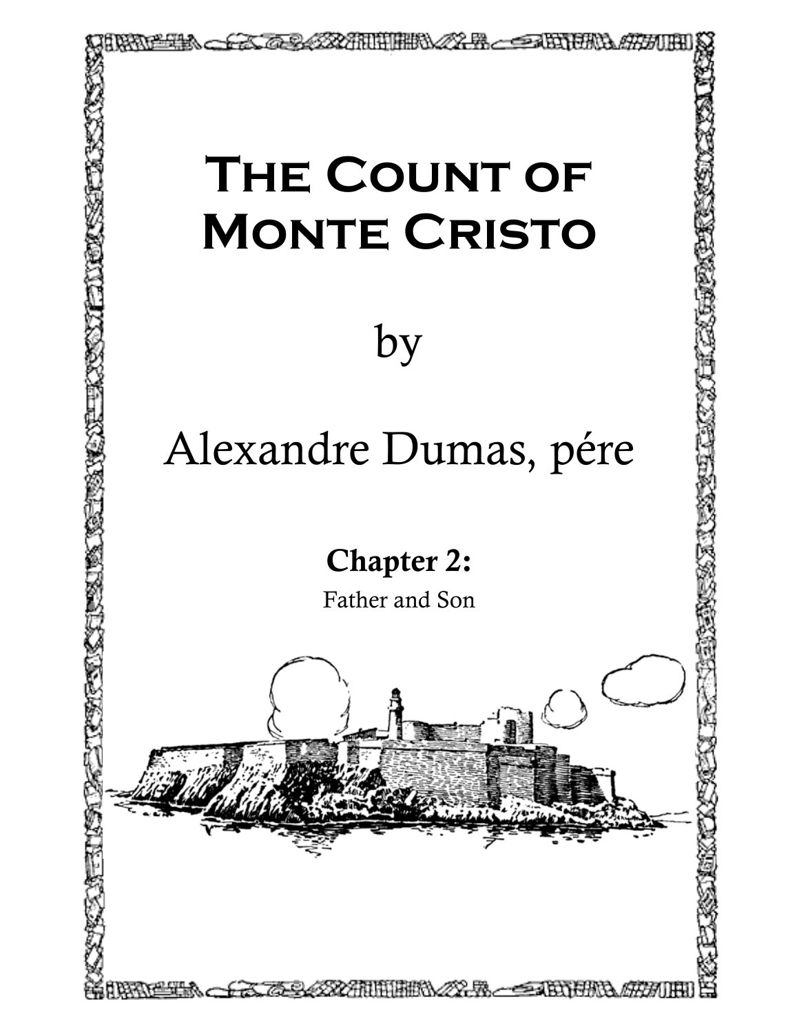# The Count of Monte Cristo

by

Alexandre Dumas, pére

**Chapter 2:**

Father and Son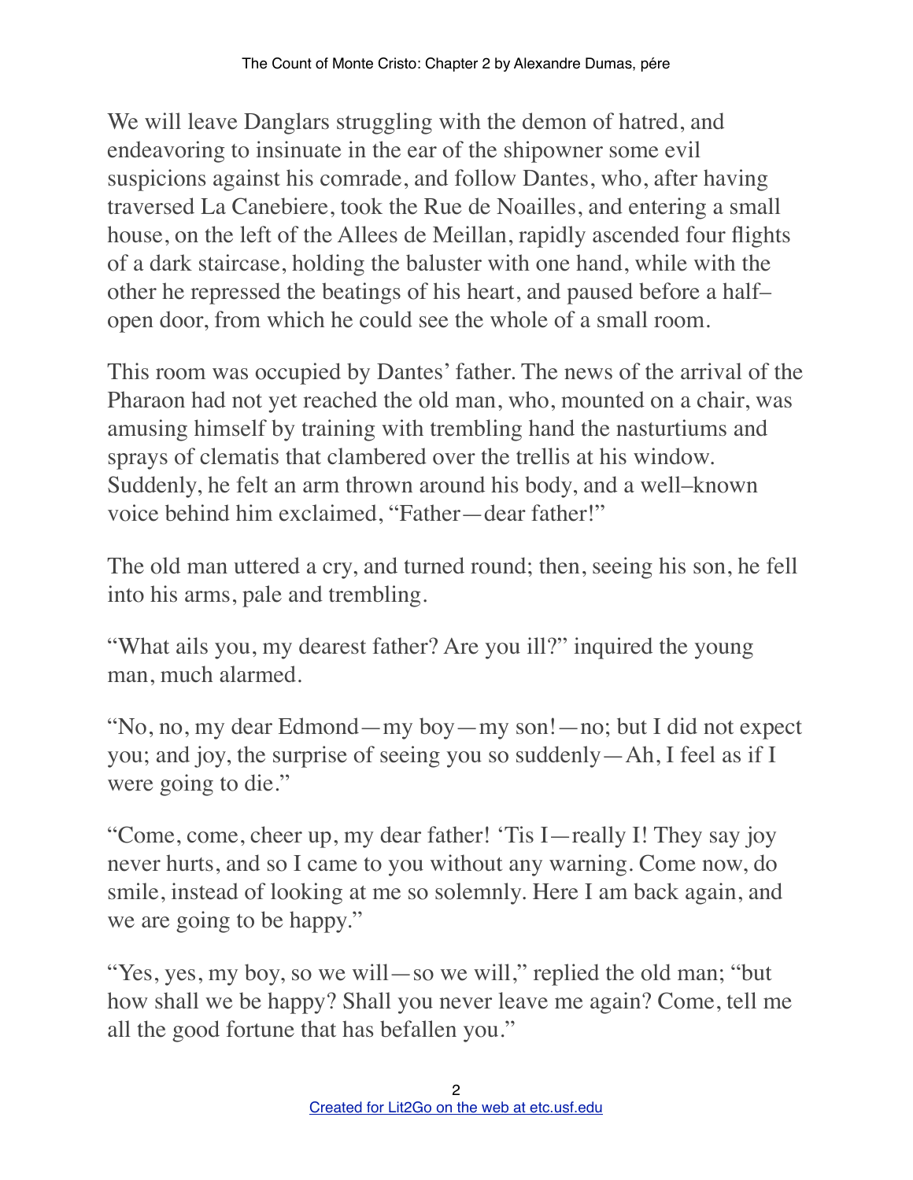We will leave Danglars struggling with the demon of hatred, and endeavoring to insinuate in the ear of the shipowner some evil suspicions against his comrade, and follow Dantes, who, after having traversed La Canebiere, took the Rue de Noailles, and entering a small house, on the left of the Allees de Meillan, rapidly ascended four flights of a dark staircase, holding the baluster with one hand, while with the other he repressed the beatings of his heart, and paused before a half–open door, from which he could see the whole of a small room.

This room was occupied by Dantes' father. The news of the arrival of the Pharaon had not yet reached the old man, who, mounted on a chair, was amusing himself by training with trembling hand the nasturtiums and sprays of clematis that clambered over the trellis at his window. Suddenly, he felt an arm thrown around his body, and a well–known voice behind him exclaimed, "Father—dear father!"

The old man uttered a cry, and turned round; then, seeing his son, he fell into his arms, pale and trembling.

"What ails you, my dearest father? Are you ill?" inquired the young man, much alarmed.

"No, no, my dear Edmond—my boy—my son!—no; but I did not expect you; and joy, the surprise of seeing you so suddenly—Ah, I feel as if I were going to die."

"Come, come, cheer up, my dear father! 'Tis I—really I! They say joy never hurts, and so I came to you without any warning. Come now, do smile, instead of looking at me so solemnly. Here I am back again, and we are going to be happy."

"Yes, yes, my boy, so we will—so we will," replied the old man; "but how shall we be happy? Shall you never leave me again? Come, tell me all the good fortune that has befallen you."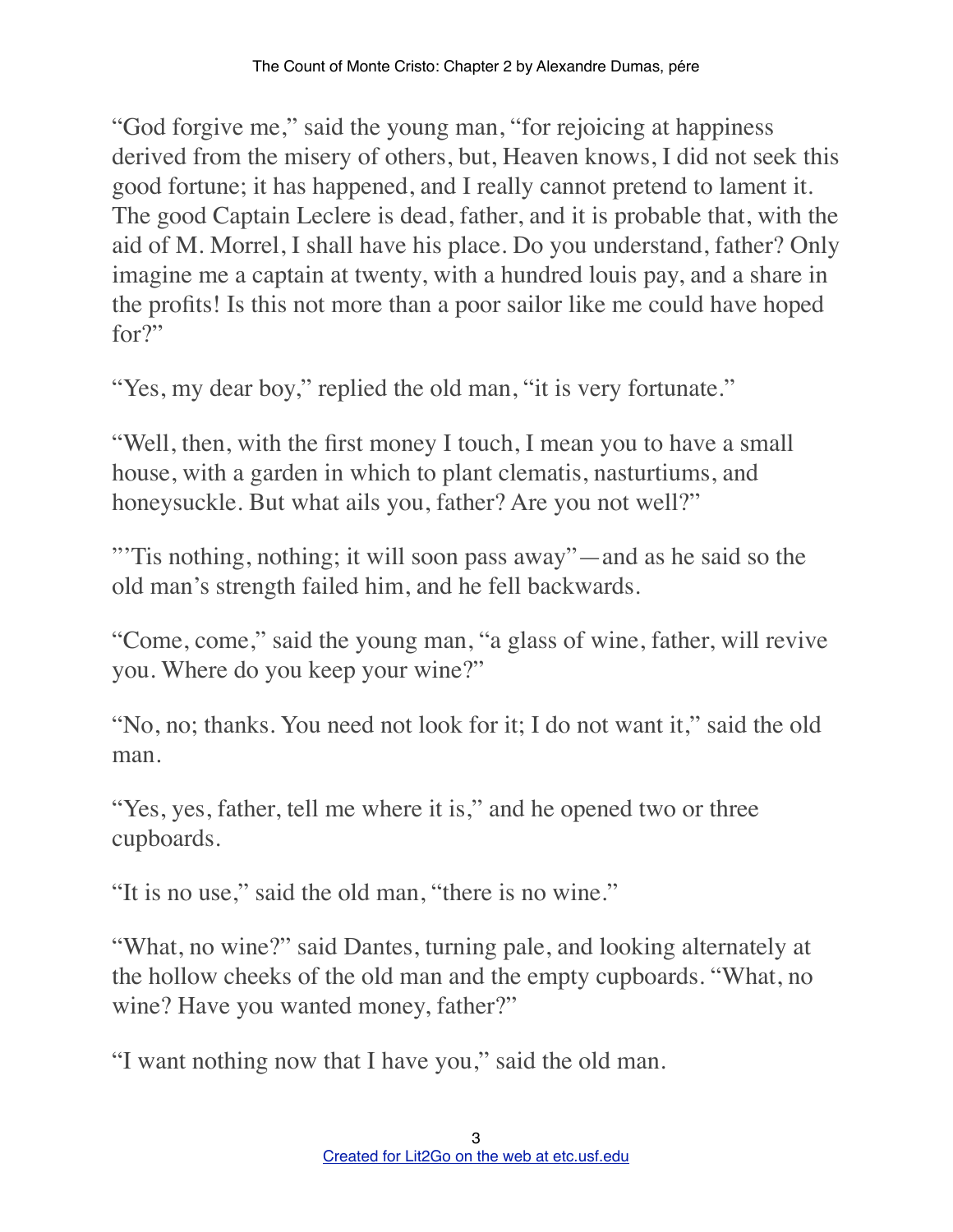"God forgive me," said the young man, "for rejoicing at happiness derived from the misery of others, but, Heaven knows, I did not seek this good fortune; it has happened, and I really cannot pretend to lament it. The good Captain Leclere is dead, father, and it is probable that, with the aid of M. Morrel, I shall have his place. Do you understand, father? Only imagine me a captain at twenty, with a hundred louis pay, and a share in the profits! Is this not more than a poor sailor like me could have hoped for?"

"Yes, my dear boy," replied the old man, "it is very fortunate."

"Well, then, with the first money I touch, I mean you to have a small house, with a garden in which to plant clematis, nasturtiums, and honeysuckle. But what ails you, father? Are you not well?"

"'Tis nothing, nothing; it will soon pass away"—and as he said so the old man's strength failed him, and he fell backwards.

"Come, come," said the young man, "a glass of wine, father, will revive you. Where do you keep your wine?"

"No, no; thanks. You need not look for it; I do not want it," said the old man.

"Yes, yes, father, tell me where it is," and he opened two or three cupboards.

"It is no use," said the old man, "there is no wine."

"What, no wine?" said Dantes, turning pale, and looking alternately at the hollow cheeks of the old man and the empty cupboards. "What, no wine? Have you wanted money, father?"

"I want nothing now that I have you," said the old man.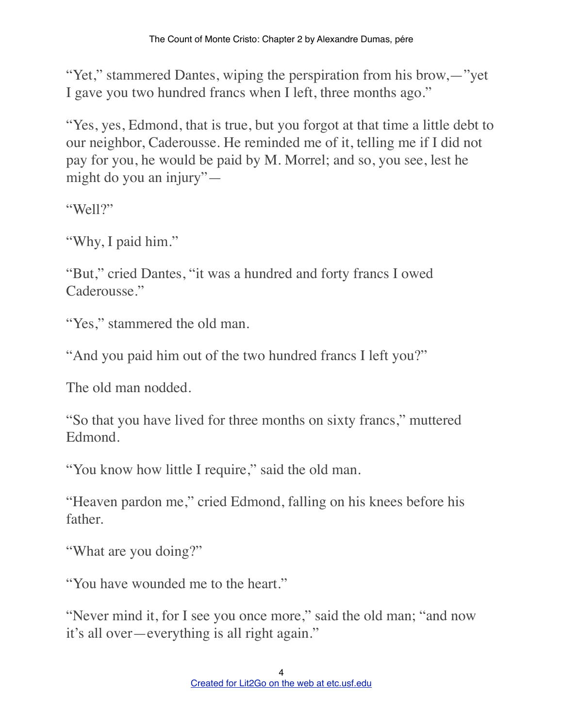“Yet,” stammered Dantes, wiping the perspiration from his brow,—”yet I gave you two hundred francs when I left, three months ago.”

“Yes, yes, Edmond, that is true, but you forgot at that time a little debt to our neighbor, Caderousse. He reminded me of it, telling me if I did not pay for you, he would be paid by M. Morrel; and so, you see, lest he might do you an injury”—

“Well?”

“Why, I paid him.”

“But,” cried Dantes, “it was a hundred and forty francs I owed Caderousse.”

“Yes,” stammered the old man.

“And you paid him out of the two hundred francs I left you?”

The old man nodded.

“So that you have lived for three months on sixty francs,” muttered Edmond.

“You know how little I require,” said the old man.

“Heaven pardon me,” cried Edmond, falling on his knees before his father.

“What are you doing?”

“You have wounded me to the heart.”

“Never mind it, for I see you once more,” said the old man; “and now it’s all over—everything is all right again.”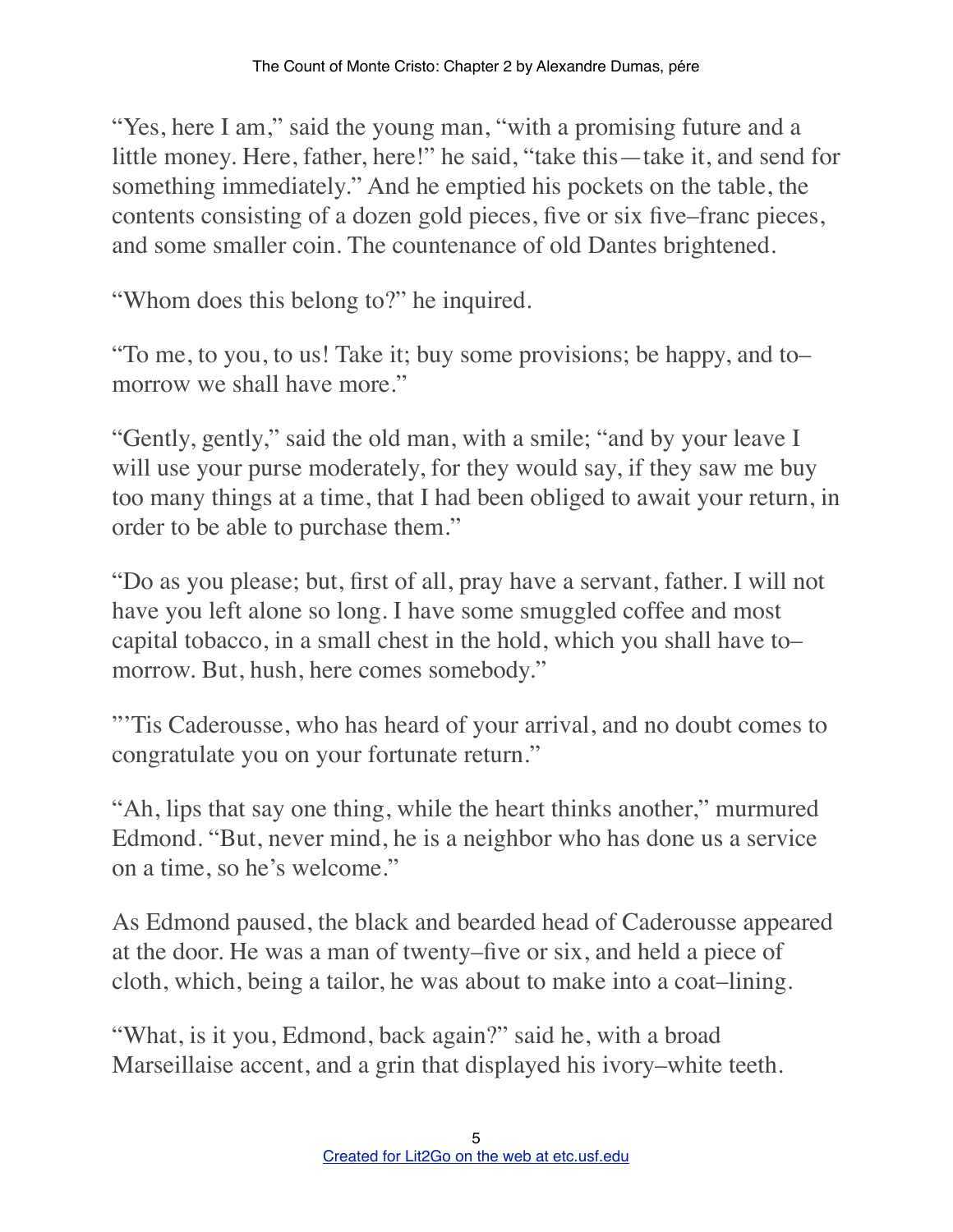"Yes, here I am," said the young man, "with a promising future and a little money. Here, father, here!" he said, "take this—take it, and send for something immediately." And he emptied his pockets on the table, the contents consisting of a dozen gold pieces, five or six five–franc pieces, and some smaller coin. The countenance of old Dantes brightened.

"Whom does this belong to?" he inquired.

"To me, to you, to us! Take it; buy some provisions; be happy, and to–morrow we shall have more."

"Gently, gently," said the old man, with a smile; "and by your leave I will use your purse moderately, for they would say, if they saw me buy too many things at a time, that I had been obliged to await your return, in order to be able to purchase them."

"Do as you please; but, first of all, pray have a servant, father. I will not have you left alone so long. I have some smuggled coffee and most capital tobacco, in a small chest in the hold, which you shall have to–morrow. But, hush, here comes somebody."

"'Tis Caderousse, who has heard of your arrival, and no doubt comes to congratulate you on your fortunate return."

"Ah, lips that say one thing, while the heart thinks another," murmured Edmond. "But, never mind, he is a neighbor who has done us a service on a time, so he's welcome."

As Edmond paused, the black and bearded head of Caderousse appeared at the door. He was a man of twenty–five or six, and held a piece of cloth, which, being a tailor, he was about to make into a coat–lining.

"What, is it you, Edmond, back again?" said he, with a broad Marseillaise accent, and a grin that displayed his ivory–white teeth.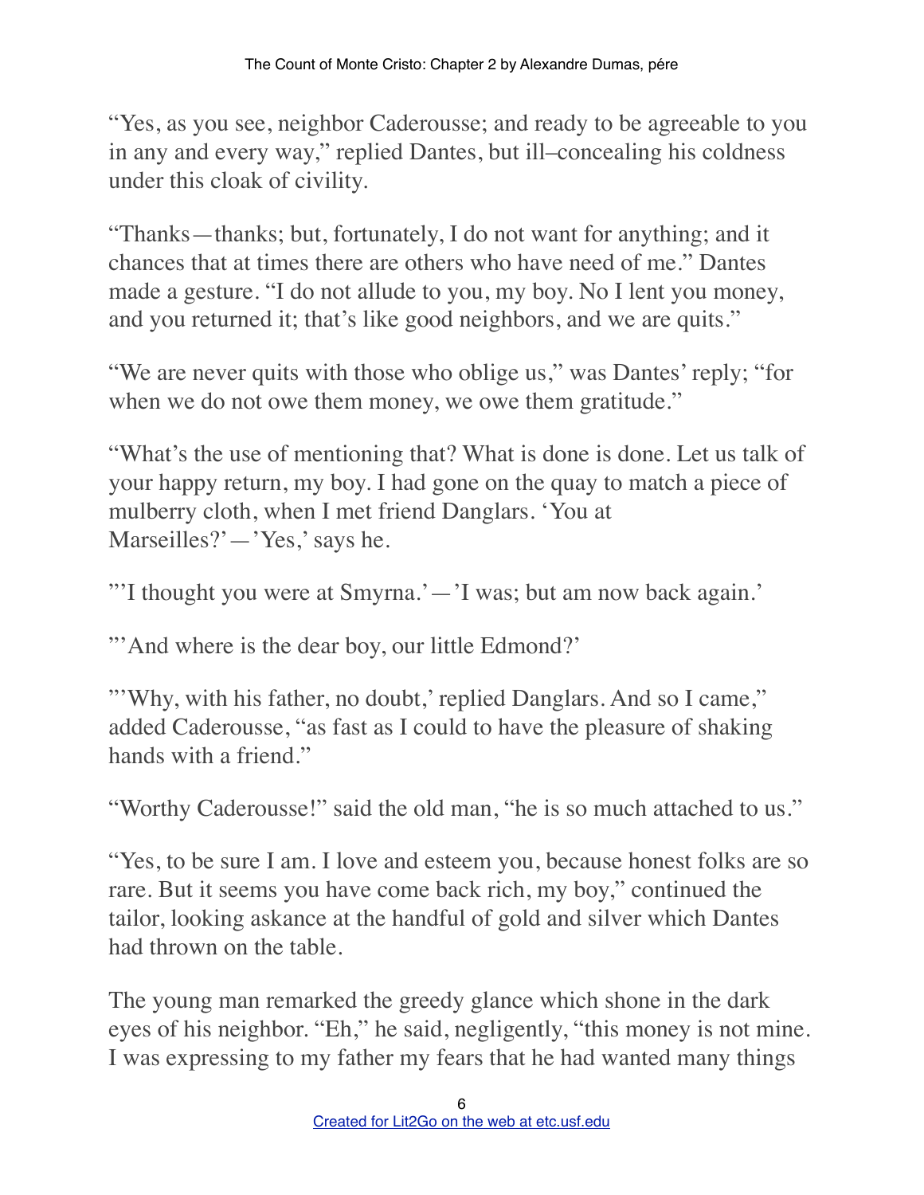"Yes, as you see, neighbor Caderousse; and ready to be agreeable to you in any and every way," replied Dantes, but ill–concealing his coldness under this cloak of civility.

"Thanks—thanks; but, fortunately, I do not want for anything; and it chances that at times there are others who have need of me." Dantes made a gesture. "I do not allude to you, my boy. No I lent you money, and you returned it; that's like good neighbors, and we are quits."

"We are never quits with those who oblige us," was Dantes' reply; "for when we do not owe them money, we owe them gratitude."

"What's the use of mentioning that? What is done is done. Let us talk of your happy return, my boy. I had gone on the quay to match a piece of mulberry cloth, when I met friend Danglars. 'You at Marseilles?'—'Yes,' says he.

"'I thought you were at Smyrna.'—'I was; but am now back again.'

"'And where is the dear boy, our little Edmond?'

"'Why, with his father, no doubt,' replied Danglars. And so I came," added Caderousse, "as fast as I could to have the pleasure of shaking hands with a friend."

"Worthy Caderousse!" said the old man, "he is so much attached to us."

"Yes, to be sure I am. I love and esteem you, because honest folks are so rare. But it seems you have come back rich, my boy," continued the tailor, looking askance at the handful of gold and silver which Dantes had thrown on the table.

The young man remarked the greedy glance which shone in the dark eyes of his neighbor. "Eh," he said, negligently, "this money is not mine. I was expressing to my father my fears that he had wanted many things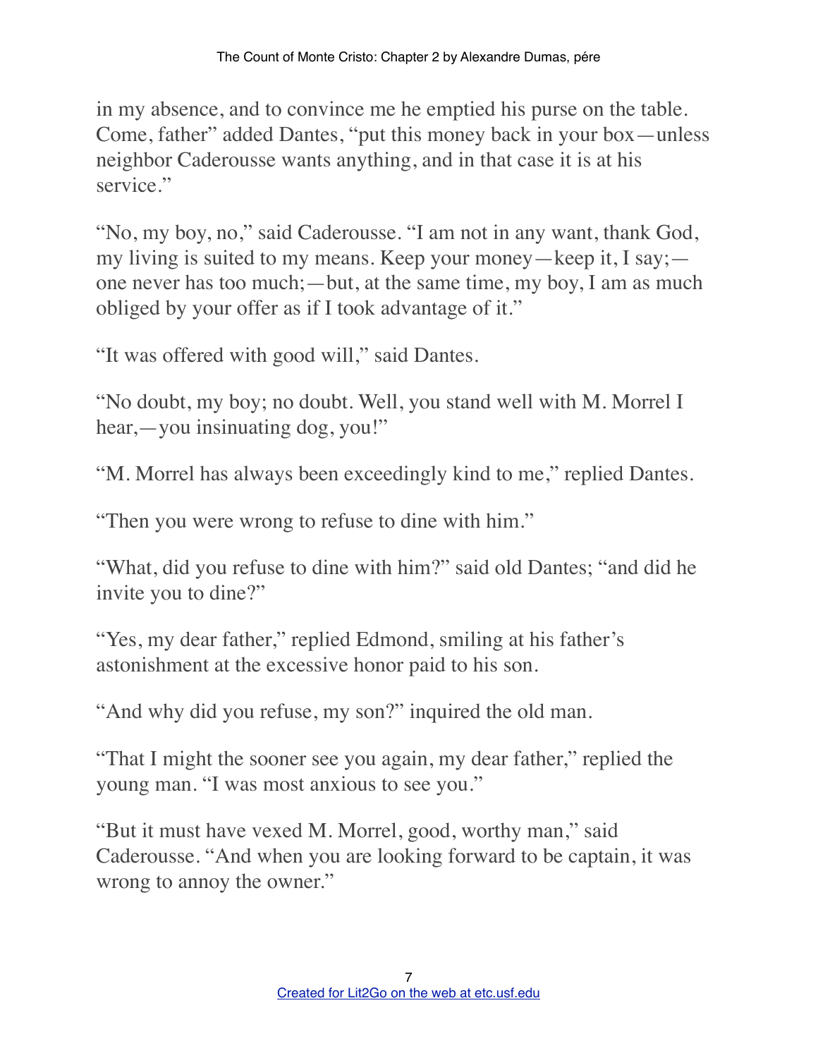in my absence, and to convince me he emptied his purse on the table. Come, father" added Dantes, "put this money back in your box—unless neighbor Caderousse wants anything, and in that case it is at his service."

"No, my boy, no," said Caderousse. "I am not in any want, thank God, my living is suited to my means. Keep your money—keep it, I say;—one never has too much;—but, at the same time, my boy, I am as much obliged by your offer as if I took advantage of it."

"It was offered with good will," said Dantes.

"No doubt, my boy; no doubt. Well, you stand well with M. Morrel I hear,—you insinuating dog, you!"

"M. Morrel has always been exceedingly kind to me," replied Dantes.

"Then you were wrong to refuse to dine with him."

"What, did you refuse to dine with him?" said old Dantes; "and did he invite you to dine?"

"Yes, my dear father," replied Edmond, smiling at his father's astonishment at the excessive honor paid to his son.

"And why did you refuse, my son?" inquired the old man.

"That I might the sooner see you again, my dear father," replied the young man. "I was most anxious to see you."

"But it must have vexed M. Morrel, good, worthy man," said Caderousse. "And when you are looking forward to be captain, it was wrong to annoy the owner."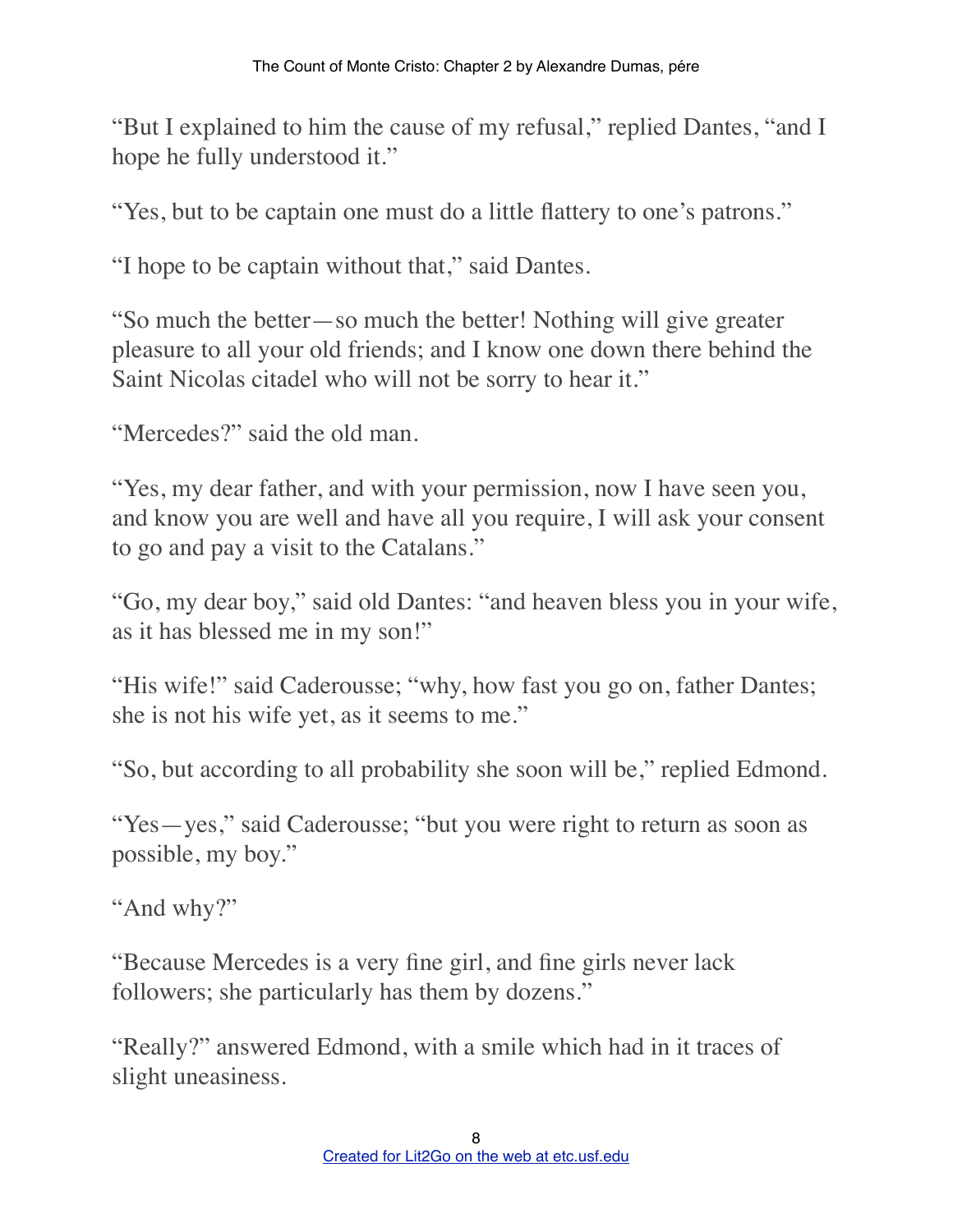"But I explained to him the cause of my refusal," replied Dantes, "and I hope he fully understood it."

"Yes, but to be captain one must do a little flattery to one's patrons."

"I hope to be captain without that," said Dantes.

"So much the better—so much the better! Nothing will give greater pleasure to all your old friends; and I know one down there behind the Saint Nicolas citadel who will not be sorry to hear it."

"Mercedes?" said the old man.

"Yes, my dear father, and with your permission, now I have seen you, and know you are well and have all you require, I will ask your consent to go and pay a visit to the Catalans."

"Go, my dear boy," said old Dantes: "and heaven bless you in your wife, as it has blessed me in my son!"

"His wife!" said Caderousse; "why, how fast you go on, father Dantes; she is not his wife yet, as it seems to me."

"So, but according to all probability she soon will be," replied Edmond.

"Yes—yes," said Caderousse; "but you were right to return as soon as possible, my boy."

"And why?"

"Because Mercedes is a very fine girl, and fine girls never lack followers; she particularly has them by dozens."

"Really?" answered Edmond, with a smile which had in it traces of slight uneasiness.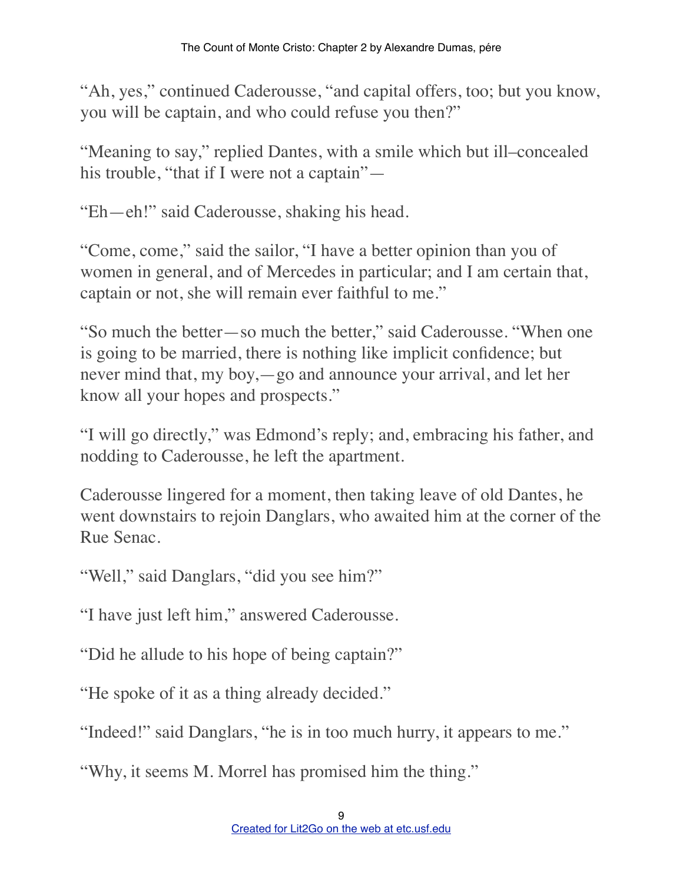"Ah, yes," continued Caderousse, "and capital offers, too; but you know, you will be captain, and who could refuse you then?"

"Meaning to say," replied Dantes, with a smile which but ill–concealed his trouble, "that if I were not a captain"—

"Eh—eh!" said Caderousse, shaking his head.

"Come, come," said the sailor, "I have a better opinion than you of women in general, and of Mercedes in particular; and I am certain that, captain or not, she will remain ever faithful to me."

"So much the better—so much the better," said Caderousse. "When one is going to be married, there is nothing like implicit confidence; but never mind that, my boy,—go and announce your arrival, and let her know all your hopes and prospects."

"I will go directly," was Edmond's reply; and, embracing his father, and nodding to Caderousse, he left the apartment.

Caderousse lingered for a moment, then taking leave of old Dantes, he went downstairs to rejoin Danglars, who awaited him at the corner of the Rue Senac.

"Well," said Danglars, "did you see him?"

"I have just left him," answered Caderousse.

"Did he allude to his hope of being captain?"

"He spoke of it as a thing already decided."

"Indeed!" said Danglars, "he is in too much hurry, it appears to me."

"Why, it seems M. Morrel has promised him the thing."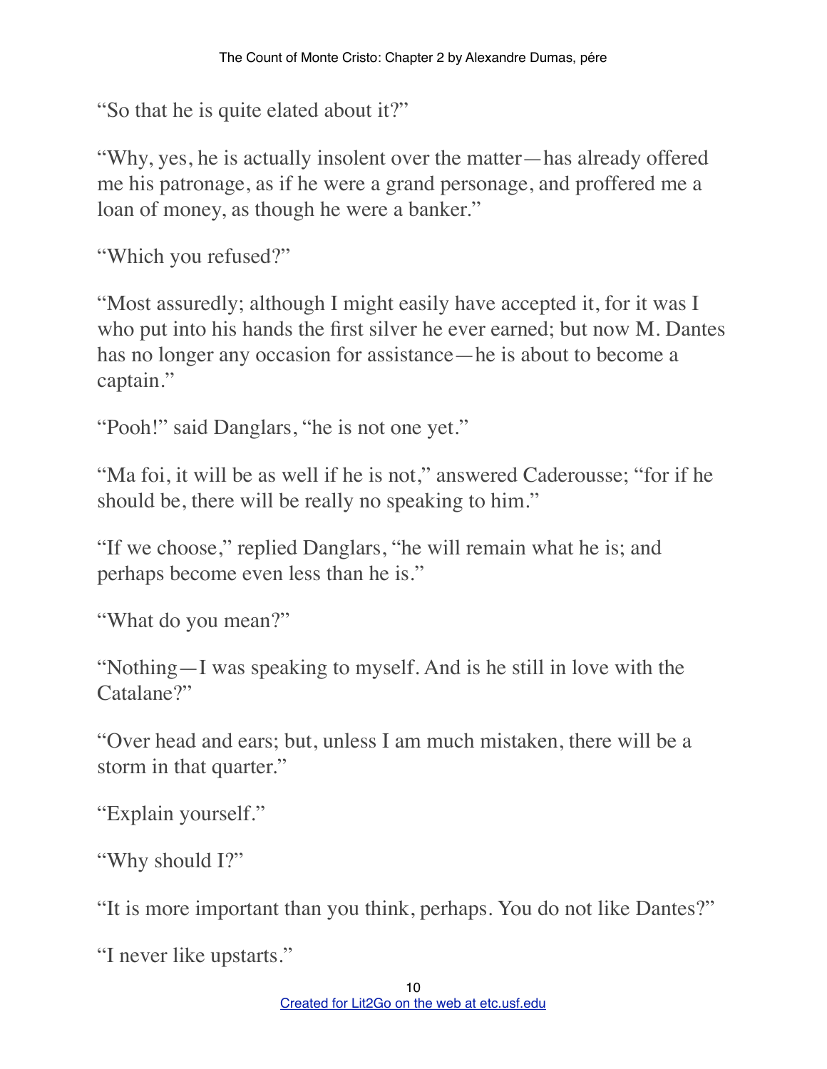"So that he is quite elated about it?"

"Why, yes, he is actually insolent over the matter—has already offered me his patronage, as if he were a grand personage, and proffered me a loan of money, as though he were a banker."

"Which you refused?"

"Most assuredly; although I might easily have accepted it, for it was I who put into his hands the first silver he ever earned; but now M. Dantes has no longer any occasion for assistance—he is about to become a captain."

"Pooh!" said Danglars, "he is not one yet."

"Ma foi, it will be as well if he is not," answered Caderousse; "for if he should be, there will be really no speaking to him."

"If we choose," replied Danglars, "he will remain what he is; and perhaps become even less than he is."

"What do you mean?"

"Nothing—I was speaking to myself. And is he still in love with the Catalane?"

"Over head and ears; but, unless I am much mistaken, there will be a storm in that quarter."

"Explain yourself."

"Why should I?"

"It is more important than you think, perhaps. You do not like Dantes?"

"I never like upstarts."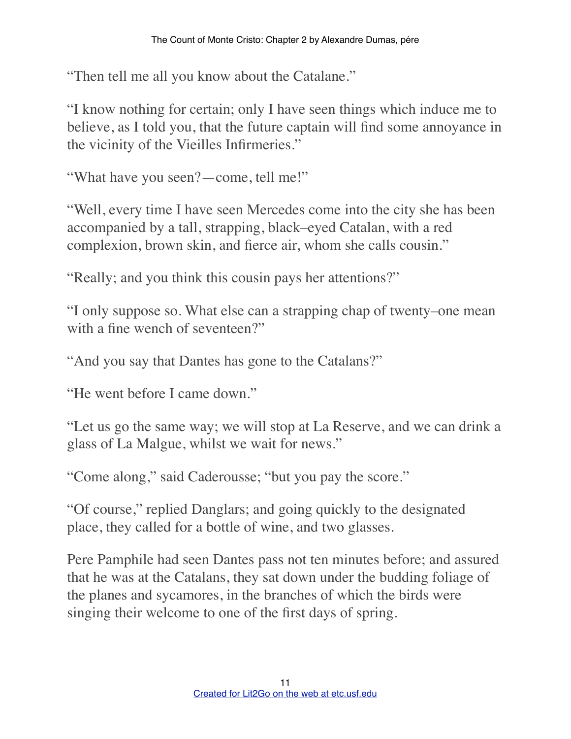"Then tell me all you know about the Catalane."

"I know nothing for certain; only I have seen things which induce me to believe, as I told you, that the future captain will find some annoyance in the vicinity of the Vieilles Infirmeries."

"What have you seen?—come, tell me!"

"Well, every time I have seen Mercedes come into the city she has been accompanied by a tall, strapping, black–eyed Catalan, with a red complexion, brown skin, and fierce air, whom she calls cousin."

"Really; and you think this cousin pays her attentions?"

"I only suppose so. What else can a strapping chap of twenty–one mean with a fine wench of seventeen?"

"And you say that Dantes has gone to the Catalans?"

"He went before I came down."

"Let us go the same way; we will stop at La Reserve, and we can drink a glass of La Malgue, whilst we wait for news."

"Come along," said Caderousse; "but you pay the score."

"Of course," replied Danglars; and going quickly to the designated place, they called for a bottle of wine, and two glasses.

Pere Pamphile had seen Dantes pass not ten minutes before; and assured that he was at the Catalans, they sat down under the budding foliage of the planes and sycamores, in the branches of which the birds were singing their welcome to one of the first days of spring.